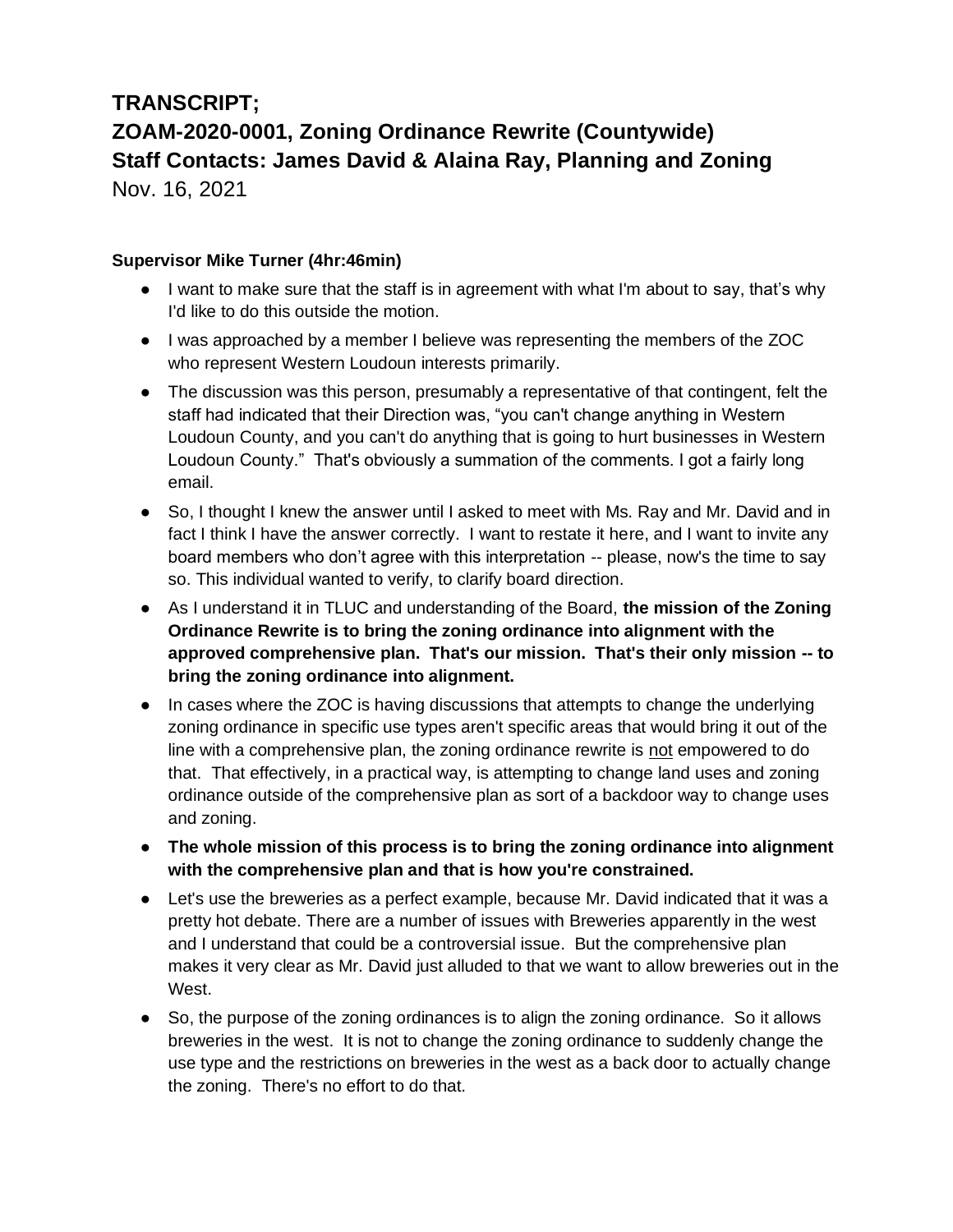# TRANSCRIPT;
# ZOAM-2020-0001, Zoning Ordinance Rewrite (Countywide)
# Staff Contacts: James David & Alaina Ray, Planning and Zoning

Nov. 16, 2021

**Supervisor Mike Turner (4hr:46min)**

- I want to make sure that the staff is in agreement with what I'm about to say, that's why I'd like to do this outside the motion.
- I was approached by a member I believe was representing the members of the ZOC who represent Western Loudoun interests primarily.
- The discussion was this person, presumably a representative of that contingent, felt the staff had indicated that their Direction was, "you can't change anything in Western Loudoun County, and you can't do anything that is going to hurt businesses in Western Loudoun County." That's obviously a summation of the comments. I got a fairly long email.
- So, I thought I knew the answer until I asked to meet with Ms. Ray and Mr. David and in fact I think I have the answer correctly. I want to restate it here, and I want to invite any board members who don't agree with this interpretation -- please, now's the time to say so. This individual wanted to verify, to clarify board direction.
- As I understand it in TLUC and understanding of the Board, **the mission of the Zoning Ordinance Rewrite is to bring the zoning ordinance into alignment with the approved comprehensive plan. That's our mission. That's their only mission -- to bring the zoning ordinance into alignment.**
- In cases where the ZOC is having discussions that attempts to change the underlying zoning ordinance in specific use types aren't specific areas that would bring it out of the line with a comprehensive plan, the zoning ordinance rewrite is <u>not</u> empowered to do that. That effectively, in a practical way, is attempting to change land uses and zoning ordinance outside of the comprehensive plan as sort of a backdoor way to change uses and zoning.
- **The whole mission of this process is to bring the zoning ordinance into alignment with the comprehensive plan and that is how you're constrained.**
- Let's use the breweries as a perfect example, because Mr. David indicated that it was a pretty hot debate. There are a number of issues with Breweries apparently in the west and I understand that could be a controversial issue. But the comprehensive plan makes it very clear as Mr. David just alluded to that we want to allow breweries out in the West.
- So, the purpose of the zoning ordinances is to align the zoning ordinance. So it allows breweries in the west. It is not to change the zoning ordinance to suddenly change the use type and the restrictions on breweries in the west as a back door to actually change the zoning. There's no effort to do that.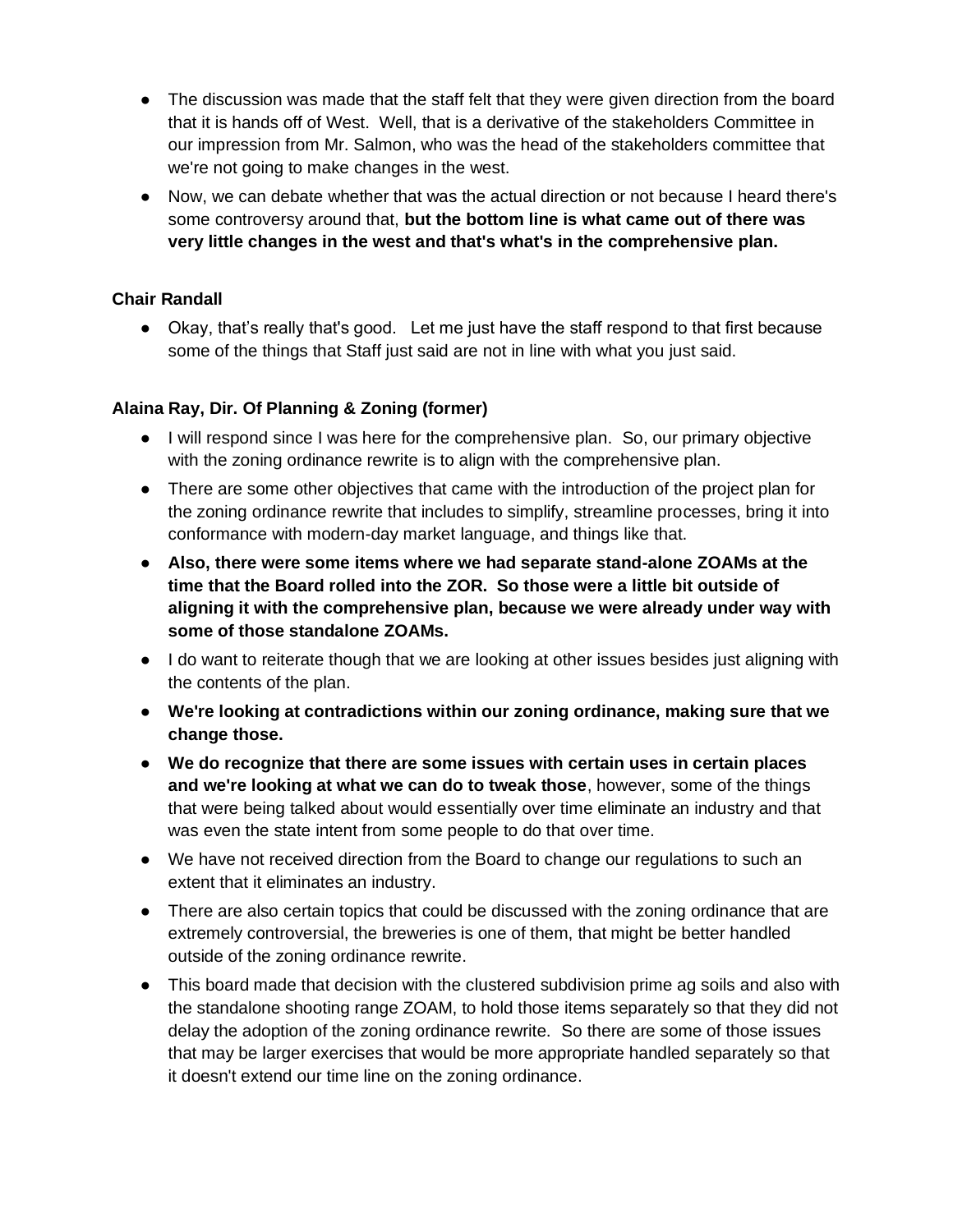- The discussion was made that the staff felt that they were given direction from the board that it is hands off of West. Well, that is a derivative of the stakeholders Committee in our impression from Mr. Salmon, who was the head of the stakeholders committee that we're not going to make changes in the west.
- Now, we can debate whether that was the actual direction or not because I heard there's some controversy around that, **but the bottom line is what came out of there was very little changes in the west and that's what's in the comprehensive plan.**

**Chair Randall**

- Okay, that's really that's good. Let me just have the staff respond to that first because some of the things that Staff just said are not in line with what you just said.

**Alaina Ray, Dir. Of Planning & Zoning (former)**

- I will respond since I was here for the comprehensive plan. So, our primary objective with the zoning ordinance rewrite is to align with the comprehensive plan.
- There are some other objectives that came with the introduction of the project plan for the zoning ordinance rewrite that includes to simplify, streamline processes, bring it into conformance with modern-day market language, and things like that.
- **Also, there were some items where we had separate stand-alone ZOAMs at the time that the Board rolled into the ZOR. So those were a little bit outside of aligning it with the comprehensive plan, because we were already under way with some of those standalone ZOAMs.**
- I do want to reiterate though that we are looking at other issues besides just aligning with the contents of the plan.
- **We're looking at contradictions within our zoning ordinance, making sure that we change those.**
- **We do recognize that there are some issues with certain uses in certain places and we're looking at what we can do to tweak those**, however, some of the things that were being talked about would essentially over time eliminate an industry and that was even the state intent from some people to do that over time.
- We have not received direction from the Board to change our regulations to such an extent that it eliminates an industry.
- There are also certain topics that could be discussed with the zoning ordinance that are extremely controversial, the breweries is one of them, that might be better handled outside of the zoning ordinance rewrite.
- This board made that decision with the clustered subdivision prime ag soils and also with the standalone shooting range ZOAM, to hold those items separately so that they did not delay the adoption of the zoning ordinance rewrite. So there are some of those issues that may be larger exercises that would be more appropriate handled separately so that it doesn't extend our time line on the zoning ordinance.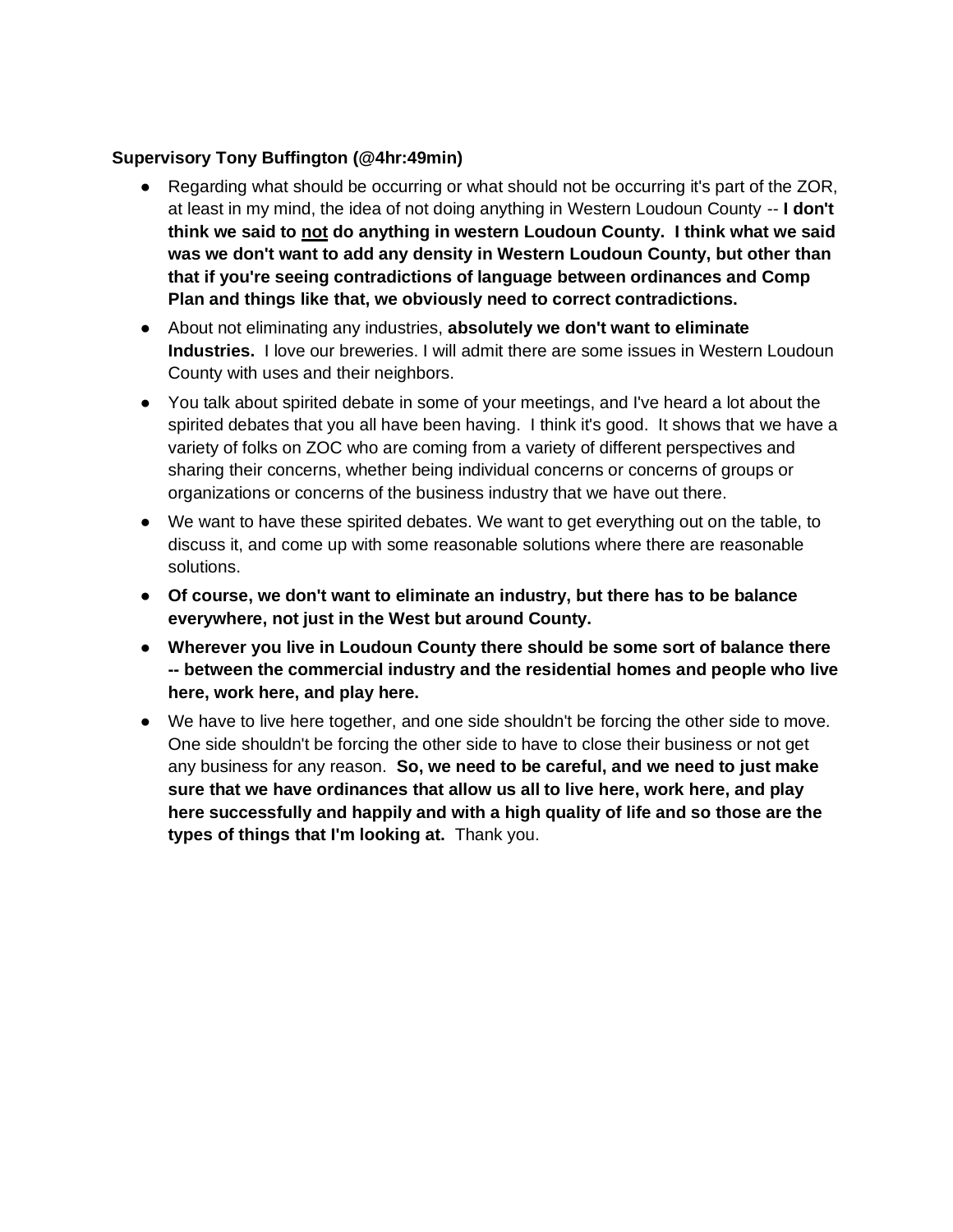**Supervisory Tony Buffington (@4hr:49min)**

- Regarding what should be occurring or what should not be occurring it's part of the ZOR, at least in my mind, the idea of not doing anything in Western Loudoun County -- **I don't think we said to <u>not</u> do anything in western Loudoun County. I think what we said was we don't want to add any density in Western Loudoun County, but other than that if you're seeing contradictions of language between ordinances and Comp Plan and things like that, we obviously need to correct contradictions.**
- About not eliminating any industries, **absolutely we don't want to eliminate Industries.** I love our breweries. I will admit there are some issues in Western Loudoun County with uses and their neighbors.
- You talk about spirited debate in some of your meetings, and I've heard a lot about the spirited debates that you all have been having. I think it's good. It shows that we have a variety of folks on ZOC who are coming from a variety of different perspectives and sharing their concerns, whether being individual concerns or concerns of groups or organizations or concerns of the business industry that we have out there.
- We want to have these spirited debates. We want to get everything out on the table, to discuss it, and come up with some reasonable solutions where there are reasonable solutions.
- **Of course, we don't want to eliminate an industry, but there has to be balance everywhere, not just in the West but around County.**
- **Wherever you live in Loudoun County there should be some sort of balance there -- between the commercial industry and the residential homes and people who live here, work here, and play here.**
- We have to live here together, and one side shouldn't be forcing the other side to move. One side shouldn't be forcing the other side to have to close their business or not get any business for any reason. **So, we need to be careful, and we need to just make sure that we have ordinances that allow us all to live here, work here, and play here successfully and happily and with a high quality of life and so those are the types of things that I'm looking at.** Thank you.